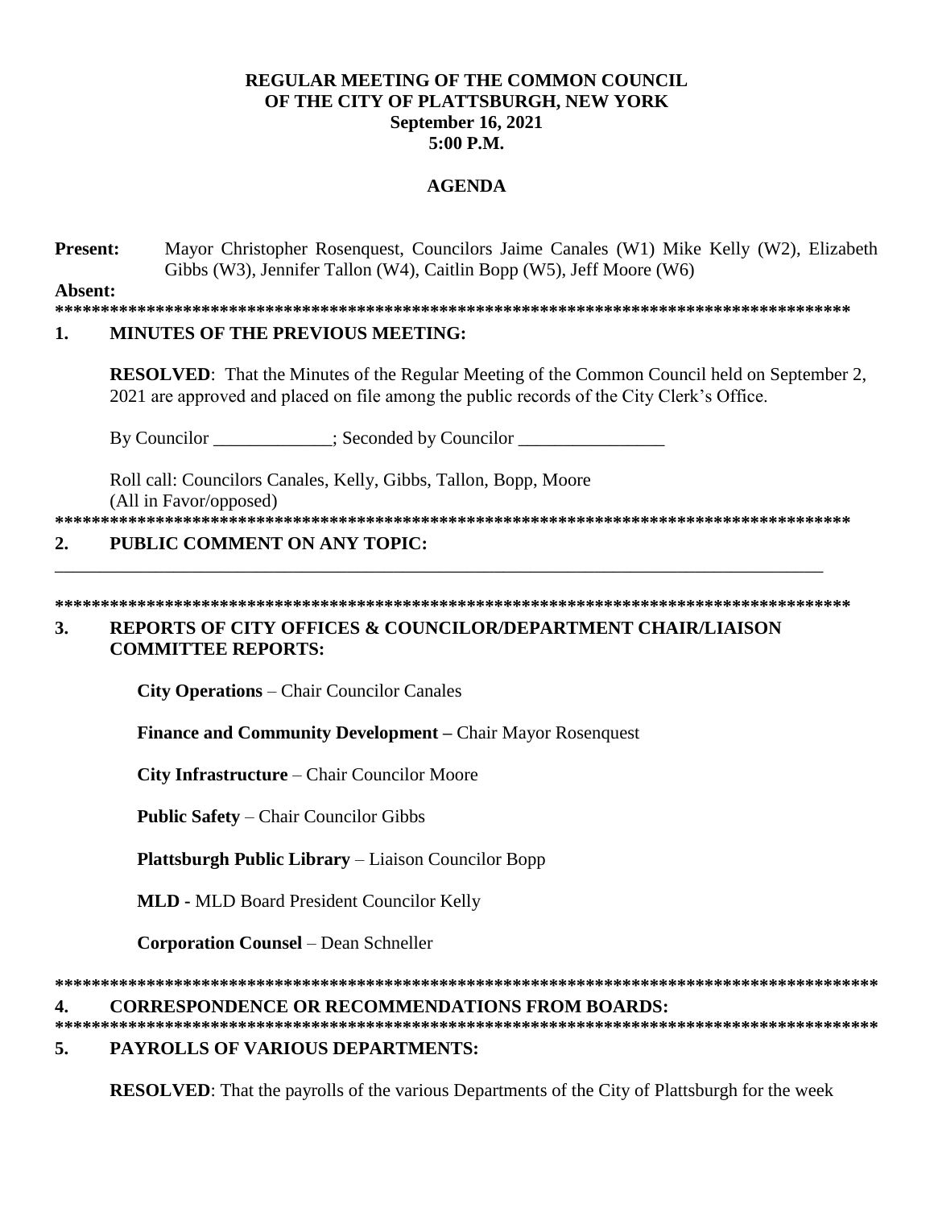**REGULAR MEETING OF THE COMMON COUNCIL**
**OF THE CITY OF PLATTSBURGH, NEW YORK**
**September 16, 2021**
**5:00 P.M.**

# AGENDA

**Present:** Mayor Christopher Rosenquest, Councilors Jaime Canales (W1) Mike Kelly (W2), Elizabeth Gibbs (W3), Jennifer Tallon (W4), Caitlin Bopp (W5), Jeff Moore (W6)

**Absent:**

******************************************************************************************

## 1. MINUTES OF THE PREVIOUS MEETING:

**RESOLVED**: That the Minutes of the Regular Meeting of the Common Council held on September 2, 2021 are approved and placed on file among the public records of the City Clerk's Office.

By Councilor _____________; Seconded by Councilor ________________

Roll call: Councilors Canales, Kelly, Gibbs, Tallon, Bopp, Moore
(All in Favor/opposed)

******************************************************************************************

## 2. PUBLIC COMMENT ON ANY TOPIC:

______________________________________________________________________________________

******************************************************************************************

## 3. REPORTS OF CITY OFFICES & COUNCILOR/DEPARTMENT CHAIR/LIAISON COMMITTEE REPORTS:

**City Operations** – Chair Councilor Canales

**Finance and Community Development –** Chair Mayor Rosenquest

**City Infrastructure** – Chair Councilor Moore

**Public Safety** – Chair Councilor Gibbs

**Plattsburgh Public Library** – Liaison Councilor Bopp

**MLD -** MLD Board President Councilor Kelly

**Corporation Counsel** – Dean Schneller

******************************************************************************************

## 4. CORRESPONDENCE OR RECOMMENDATIONS FROM BOARDS:

******************************************************************************************

## 5. PAYROLLS OF VARIOUS DEPARTMENTS:

**RESOLVED**: That the payrolls of the various Departments of the City of Plattsburgh for the week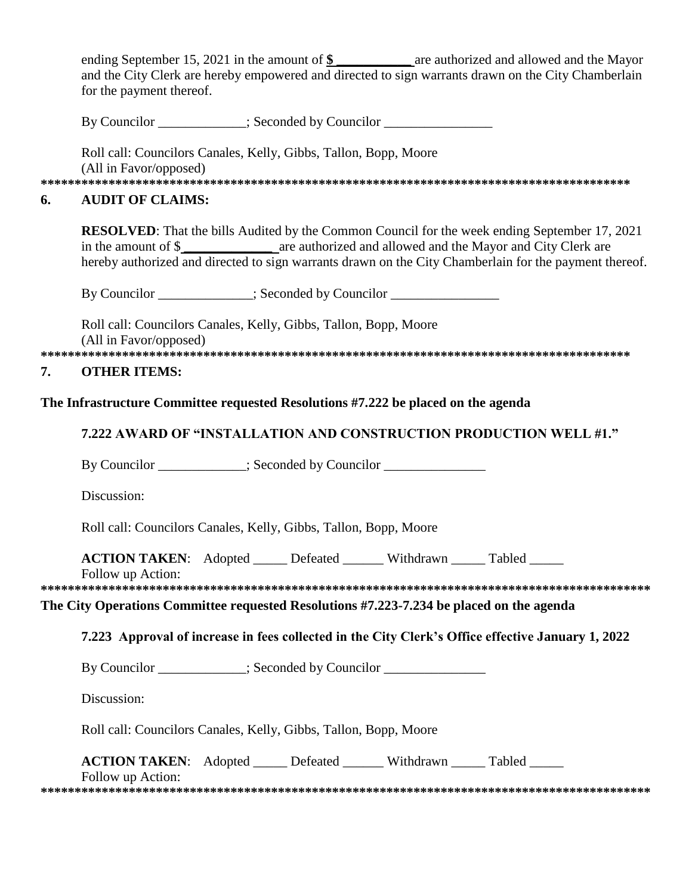ending September 15, 2021 in the amount of **$ \_\_\_\_\_\_\_\_\_\_\_** are authorized and allowed and the Mayor and the City Clerk are hereby empowered and directed to sign warrants drawn on the City Chamberlain for the payment thereof.

By Councilor \_\_\_\_\_\_\_\_\_\_\_\_\_; Seconded by Councilor \_\_\_\_\_\_\_\_\_\_\_\_\_\_\_\_

Roll call: Councilors Canales, Kelly, Gibbs, Tallon, Bopp, Moore
(All in Favor/opposed)

******************************************************************************************

## 6. AUDIT OF CLAIMS:

**RESOLVED**: That the bills Audited by the Common Council for the week ending September 17, 2021 in the amount of $\_\_\_\_\_\_\_\_\_\_\_\_\_\_ are authorized and allowed and the Mayor and City Clerk are hereby authorized and directed to sign warrants drawn on the City Chamberlain for the payment thereof.

By Councilor \_\_\_\_\_\_\_\_\_\_\_\_\_\_; Seconded by Councilor \_\_\_\_\_\_\_\_\_\_\_\_\_\_\_\_

Roll call: Councilors Canales, Kelly, Gibbs, Tallon, Bopp, Moore
(All in Favor/opposed)

******************************************************************************************

## 7. OTHER ITEMS:

**The Infrastructure Committee requested Resolutions #7.222 be placed on the agenda**

**7.222 AWARD OF "INSTALLATION AND CONSTRUCTION PRODUCTION WELL #1."**

By Councilor \_\_\_\_\_\_\_\_\_\_\_\_\_; Seconded by Councilor \_\_\_\_\_\_\_\_\_\_\_\_\_\_\_

Discussion:

Roll call: Councilors Canales, Kelly, Gibbs, Tallon, Bopp, Moore

**ACTION TAKEN**: Adopted \_\_\_\_\_ Defeated \_\_\_\_\_\_ Withdrawn \_\_\_\_\_ Tabled \_\_\_\_\_
Follow up Action:

******************************************************************************************

**The City Operations Committee requested Resolutions #7.223-7.234 be placed on the agenda**

**7.223 Approval of increase in fees collected in the City Clerk's Office effective January 1, 2022**

By Councilor \_\_\_\_\_\_\_\_\_\_\_\_\_; Seconded by Councilor \_\_\_\_\_\_\_\_\_\_\_\_\_\_\_

Discussion:

Roll call: Councilors Canales, Kelly, Gibbs, Tallon, Bopp, Moore

**ACTION TAKEN**: Adopted \_\_\_\_\_ Defeated \_\_\_\_\_\_ Withdrawn \_\_\_\_\_ Tabled \_\_\_\_\_
Follow up Action:

******************************************************************************************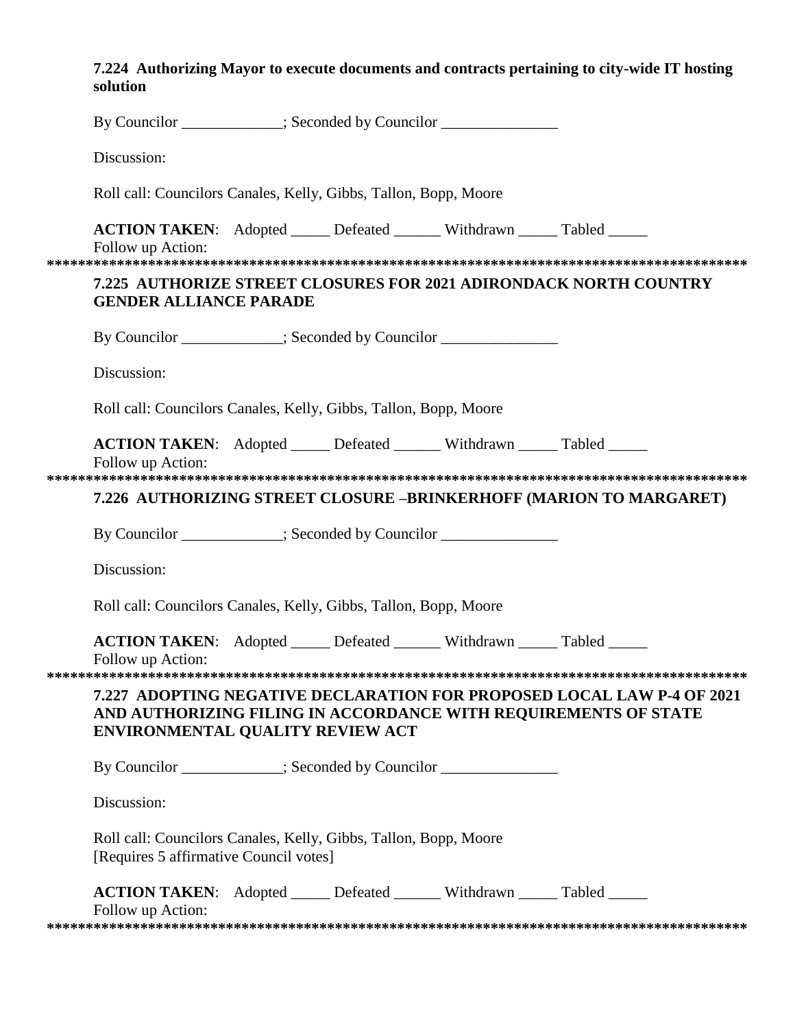**7.224 Authorizing Mayor to execute documents and contracts pertaining to city-wide IT hosting solution**

By Councilor _____________; Seconded by Councilor _______________

Discussion:

Roll call: Councilors Canales, Kelly, Gibbs, Tallon, Bopp, Moore

**ACTION TAKEN**: Adopted _____ Defeated ______ Withdrawn _____ Tabled _____
Follow up Action:

*******************************************************************************************

**7.225 AUTHORIZE STREET CLOSURES FOR 2021 ADIRONDACK NORTH COUNTRY GENDER ALLIANCE PARADE**

By Councilor _____________; Seconded by Councilor _______________

Discussion:

Roll call: Councilors Canales, Kelly, Gibbs, Tallon, Bopp, Moore

**ACTION TAKEN**: Adopted _____ Defeated ______ Withdrawn _____ Tabled _____
Follow up Action:

*******************************************************************************************

**7.226 AUTHORIZING STREET CLOSURE –BRINKERHOFF (MARION TO MARGARET)**

By Councilor _____________; Seconded by Councilor _______________

Discussion:

Roll call: Councilors Canales, Kelly, Gibbs, Tallon, Bopp, Moore

**ACTION TAKEN**: Adopted _____ Defeated ______ Withdrawn _____ Tabled _____
Follow up Action:

*******************************************************************************************

**7.227 ADOPTING NEGATIVE DECLARATION FOR PROPOSED LOCAL LAW P-4 OF 2021 AND AUTHORIZING FILING IN ACCORDANCE WITH REQUIREMENTS OF STATE ENVIRONMENTAL QUALITY REVIEW ACT**

By Councilor _____________; Seconded by Councilor _______________

Discussion:

Roll call: Councilors Canales, Kelly, Gibbs, Tallon, Bopp, Moore
[Requires 5 affirmative Council votes]

**ACTION TAKEN**: Adopted _____ Defeated ______ Withdrawn _____ Tabled _____
Follow up Action:

*******************************************************************************************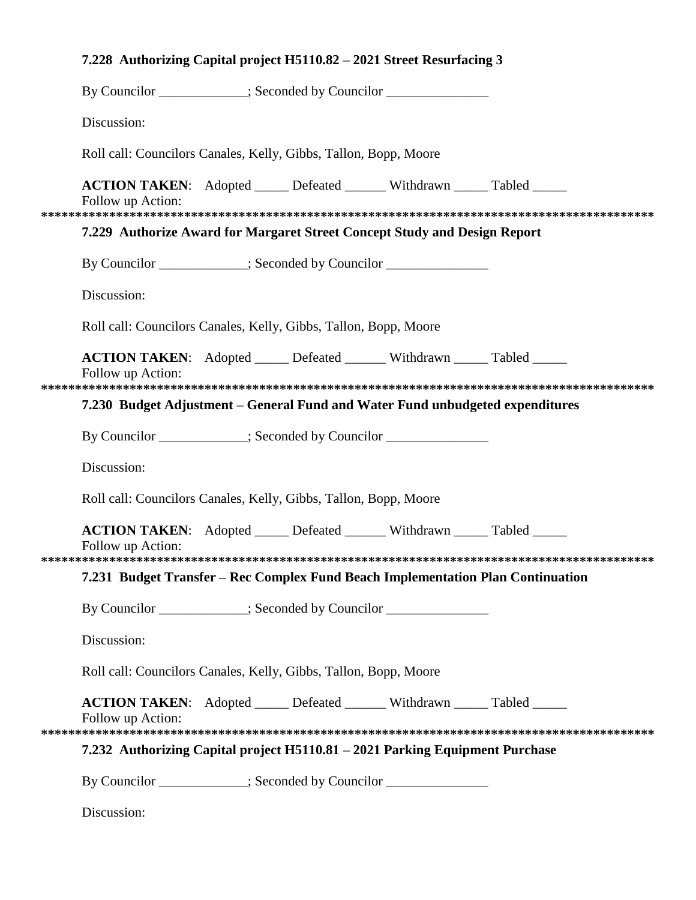### 7.228 Authorizing Capital project H5110.82 – 2021 Street Resurfacing 3

By Councilor _____________; Seconded by Councilor _______________

Discussion:

Roll call: Councilors Canales, Kelly, Gibbs, Tallon, Bopp, Moore

**ACTION TAKEN**: Adopted _____ Defeated ______ Withdrawn _____ Tabled _____
Follow up Action:

*******************************************************************************************

### 7.229 Authorize Award for Margaret Street Concept Study and Design Report

By Councilor _____________; Seconded by Councilor _______________

Discussion:

Roll call: Councilors Canales, Kelly, Gibbs, Tallon, Bopp, Moore

**ACTION TAKEN**: Adopted _____ Defeated ______ Withdrawn _____ Tabled _____
Follow up Action:

*******************************************************************************************

### 7.230 Budget Adjustment – General Fund and Water Fund unbudgeted expenditures

By Councilor _____________; Seconded by Councilor _______________

Discussion:

Roll call: Councilors Canales, Kelly, Gibbs, Tallon, Bopp, Moore

**ACTION TAKEN**: Adopted _____ Defeated ______ Withdrawn _____ Tabled _____
Follow up Action:

*******************************************************************************************

### 7.231 Budget Transfer – Rec Complex Fund Beach Implementation Plan Continuation

By Councilor _____________; Seconded by Councilor _______________

Discussion:

Roll call: Councilors Canales, Kelly, Gibbs, Tallon, Bopp, Moore

**ACTION TAKEN**: Adopted _____ Defeated ______ Withdrawn _____ Tabled _____
Follow up Action:

*******************************************************************************************

### 7.232 Authorizing Capital project H5110.81 – 2021 Parking Equipment Purchase

By Councilor _____________; Seconded by Councilor _______________

Discussion: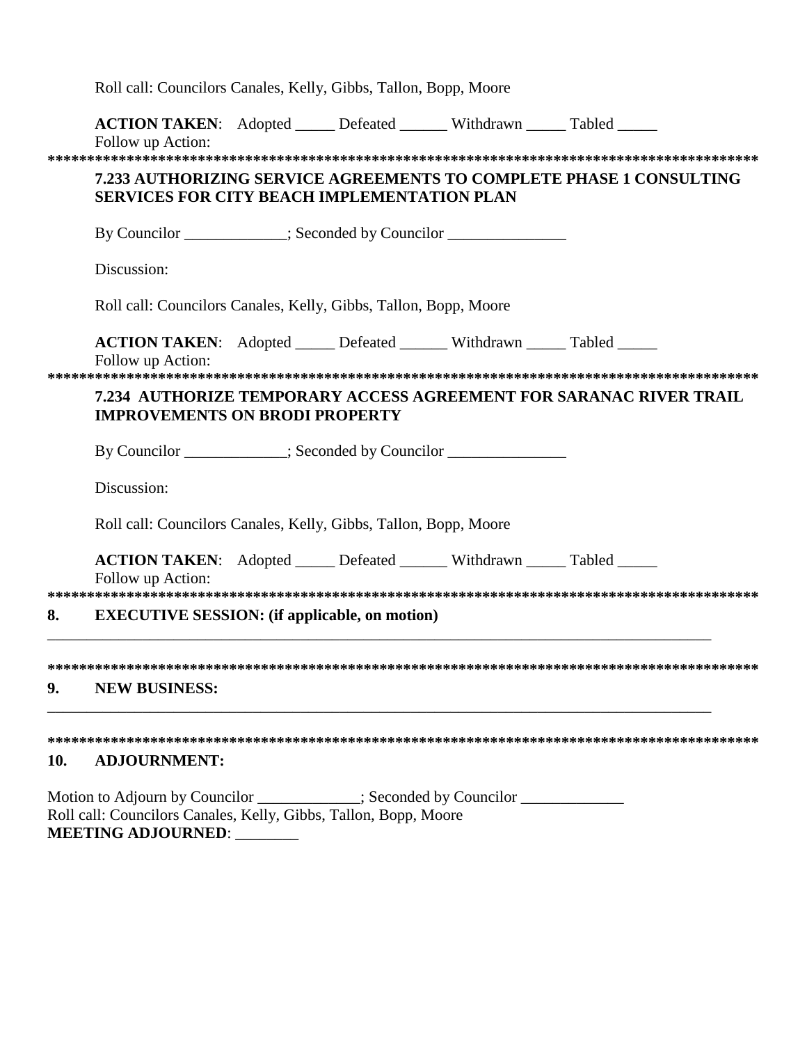Roll call: Councilors Canales, Kelly, Gibbs, Tallon, Bopp, Moore

**ACTION TAKEN**: Adopted _____ Defeated ______ Withdrawn _____ Tabled _____
Follow up Action:

*******************************************************************************************

**7.233 AUTHORIZING SERVICE AGREEMENTS TO COMPLETE PHASE 1 CONSULTING SERVICES FOR CITY BEACH IMPLEMENTATION PLAN**

By Councilor _____________; Seconded by Councilor _______________

Discussion:

Roll call: Councilors Canales, Kelly, Gibbs, Tallon, Bopp, Moore

**ACTION TAKEN**: Adopted _____ Defeated ______ Withdrawn _____ Tabled _____
Follow up Action:

*******************************************************************************************

**7.234 AUTHORIZE TEMPORARY ACCESS AGREEMENT FOR SARANAC RIVER TRAIL IMPROVEMENTS ON BRODI PROPERTY**

By Councilor _____________; Seconded by Councilor _______________

Discussion:

Roll call: Councilors Canales, Kelly, Gibbs, Tallon, Bopp, Moore

**ACTION TAKEN**: Adopted _____ Defeated ______ Withdrawn _____ Tabled _____
Follow up Action:

*******************************************************************************************

**8. EXECUTIVE SESSION: (if applicable, on motion)**

_______________________________________________________________________________________

*******************************************************************************************

**9. NEW BUSINESS:**

_______________________________________________________________________________________

*******************************************************************************************

**10. ADJOURNMENT:**

Motion to Adjourn by Councilor _____________; Seconded by Councilor _____________
Roll call: Councilors Canales, Kelly, Gibbs, Tallon, Bopp, Moore
**MEETING ADJOURNED**: ________